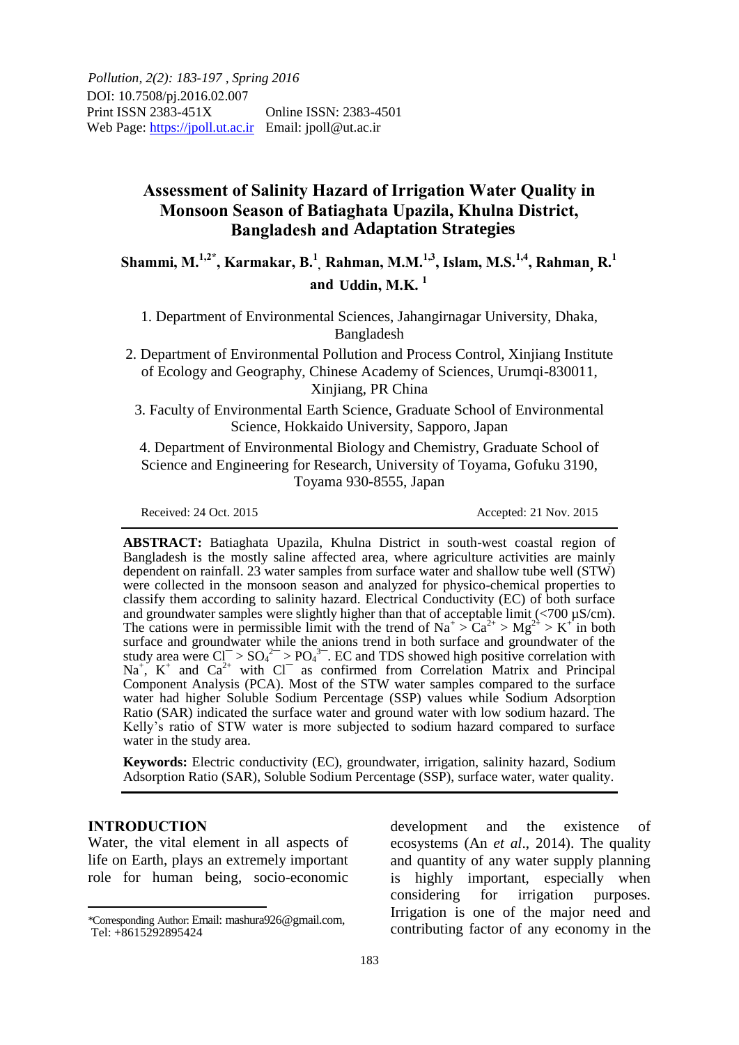*Pollution, 2(2): 183-197 , Spring 2016*
DOI: 10.7508/pj.2016.02.007
Print ISSN 2383-451X Online ISSN: 2383-4501
Web Page: https://jpoll.ut.ac.ir Email: jpoll@ut.ac.ir

# Assessment of Salinity Hazard of Irrigation Water Quality in Monsoon Season of Batiaghata Upazila, Khulna District, Bangladesh and Adaptation Strategies

**Shammi, M.[1,2*], Karmakar, B.[1], Rahman, M.M.[1,3], Islam, M.S.[1,4], Rahman, R.[1] and Uddin, M.K. [1]**

1. Department of Environmental Sciences, Jahangirnagar University, Dhaka, Bangladesh
2. Department of Environmental Pollution and Process Control, Xinjiang Institute of Ecology and Geography, Chinese Academy of Sciences, Urumqi-830011, Xinjiang, PR China
3. Faculty of Environmental Earth Science, Graduate School of Environmental Science, Hokkaido University, Sapporo, Japan
4. Department of Environmental Biology and Chemistry, Graduate School of Science and Engineering for Research, University of Toyama, Gofuku 3190, Toyama 930-8555, Japan

Received: 24 Oct. 2015 Accepted: 21 Nov. 2015

**ABSTRACT:** Batiaghata Upazila, Khulna District in south-west coastal region of Bangladesh is the mostly saline affected area, where agriculture activities are mainly dependent on rainfall. 23 water samples from surface water and shallow tube well (STW) were collected in the monsoon season and analyzed for physico-chemical properties to classify them according to salinity hazard. Electrical Conductivity (EC) of both surface and groundwater samples were slightly higher than that of acceptable limit (<700 µS/cm). The cations were in permissible limit with the trend of $Na^+ > Ca^{2+} > Mg^{2+} > K^+$ in both surface and groundwater while the anions trend in both surface and groundwater of the study area were $Cl^- > SO_4^{2-} > PO_4^{3-}$. EC and TDS showed high positive correlation with $Na^+$, $K^+$ and $Ca^{2+}$ with $Cl^-$ as confirmed from Correlation Matrix and Principal Component Analysis (PCA). Most of the STW water samples compared to the surface water had higher Soluble Sodium Percentage (SSP) values while Sodium Adsorption Ratio (SAR) indicated the surface water and ground water with low sodium hazard. The Kelly's ratio of STW water is more subjected to sodium hazard compared to surface water in the study area.

**Keywords:** Electric conductivity (EC), groundwater, irrigation, salinity hazard, Sodium Adsorption Ratio (SAR), Soluble Sodium Percentage (SSP), surface water, water quality.

## INTRODUCTION

Water, the vital element in all aspects of life on Earth, plays an extremely important role for human being, socio-economic development and the existence of ecosystems (An *et al*., 2014). The quality and quantity of any water supply planning is highly important, especially when considering for irrigation purposes. Irrigation is one of the major need and contributing factor of any economy in the

*Corresponding Author: Email: mashura926@gmail.com, Tel: +8615292895424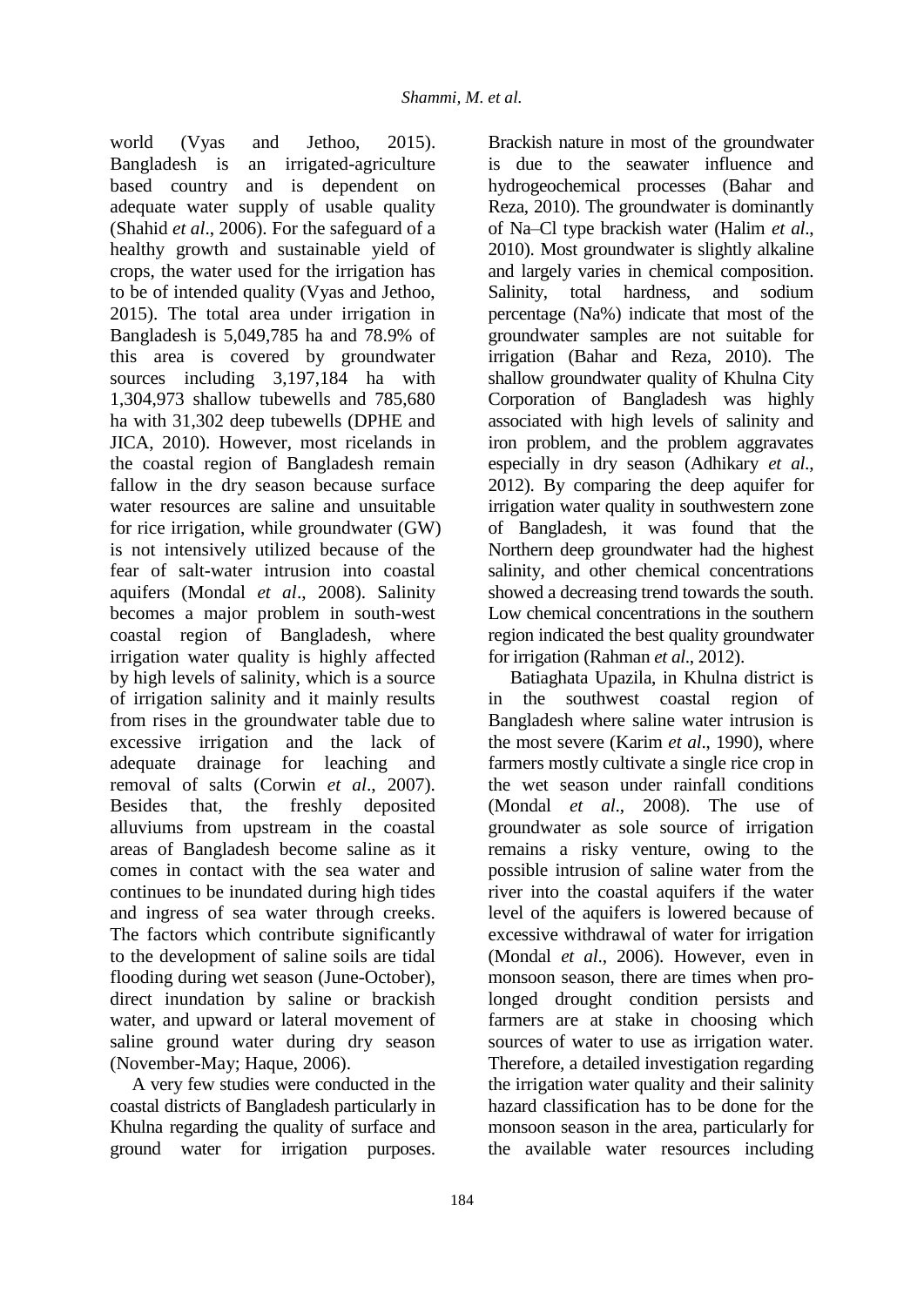world (Vyas and Jethoo, 2015). Bangladesh is an irrigated-agriculture based country and is dependent on adequate water supply of usable quality (Shahid *et al*., 2006). For the safeguard of a healthy growth and sustainable yield of crops, the water used for the irrigation has to be of intended quality (Vyas and Jethoo, 2015). The total area under irrigation in Bangladesh is 5,049,785 ha and 78.9% of this area is covered by groundwater sources including 3,197,184 ha with 1,304,973 shallow tubewells and 785,680 ha with 31,302 deep tubewells (DPHE and JICA, 2010). However, most ricelands in the coastal region of Bangladesh remain fallow in the dry season because surface water resources are saline and unsuitable for rice irrigation, while groundwater (GW) is not intensively utilized because of the fear of salt-water intrusion into coastal aquifers (Mondal *et al*., 2008). Salinity becomes a major problem in south-west coastal region of Bangladesh, where irrigation water quality is highly affected by high levels of salinity, which is a source of irrigation salinity and it mainly results from rises in the groundwater table due to excessive irrigation and the lack of adequate drainage for leaching and removal of salts (Corwin *et al*., 2007). Besides that, the freshly deposited alluviums from upstream in the coastal areas of Bangladesh become saline as it comes in contact with the sea water and continues to be inundated during high tides and ingress of sea water through creeks. The factors which contribute significantly to the development of saline soils are tidal flooding during wet season (June-October), direct inundation by saline or brackish water, and upward or lateral movement of saline ground water during dry season (November-May; Haque, 2006).

A very few studies were conducted in the coastal districts of Bangladesh particularly in Khulna regarding the quality of surface and ground water for irrigation purposes. Brackish nature in most of the groundwater is due to the seawater influence and hydrogeochemical processes (Bahar and Reza, 2010). The groundwater is dominantly of Na–Cl type brackish water (Halim *et al*., 2010). Most groundwater is slightly alkaline and largely varies in chemical composition. Salinity, total hardness, and sodium percentage (Na%) indicate that most of the groundwater samples are not suitable for irrigation (Bahar and Reza, 2010). The shallow groundwater quality of Khulna City Corporation of Bangladesh was highly associated with high levels of salinity and iron problem, and the problem aggravates especially in dry season (Adhikary *et al*., 2012). By comparing the deep aquifer for irrigation water quality in southwestern zone of Bangladesh, it was found that the Northern deep groundwater had the highest salinity, and other chemical concentrations showed a decreasing trend towards the south. Low chemical concentrations in the southern region indicated the best quality groundwater for irrigation (Rahman *et al*., 2012).

Batiaghata Upazila, in Khulna district is in the southwest coastal region of Bangladesh where saline water intrusion is the most severe (Karim *et al*., 1990), where farmers mostly cultivate a single rice crop in the wet season under rainfall conditions (Mondal *et al*., 2008). The use of groundwater as sole source of irrigation remains a risky venture, owing to the possible intrusion of saline water from the river into the coastal aquifers if the water level of the aquifers is lowered because of excessive withdrawal of water for irrigation (Mondal *et al*., 2006). However, even in monsoon season, there are times when pro-longed drought condition persists and farmers are at stake in choosing which sources of water to use as irrigation water. Therefore, a detailed investigation regarding the irrigation water quality and their salinity hazard classification has to be done for the monsoon season in the area, particularly for the available water resources including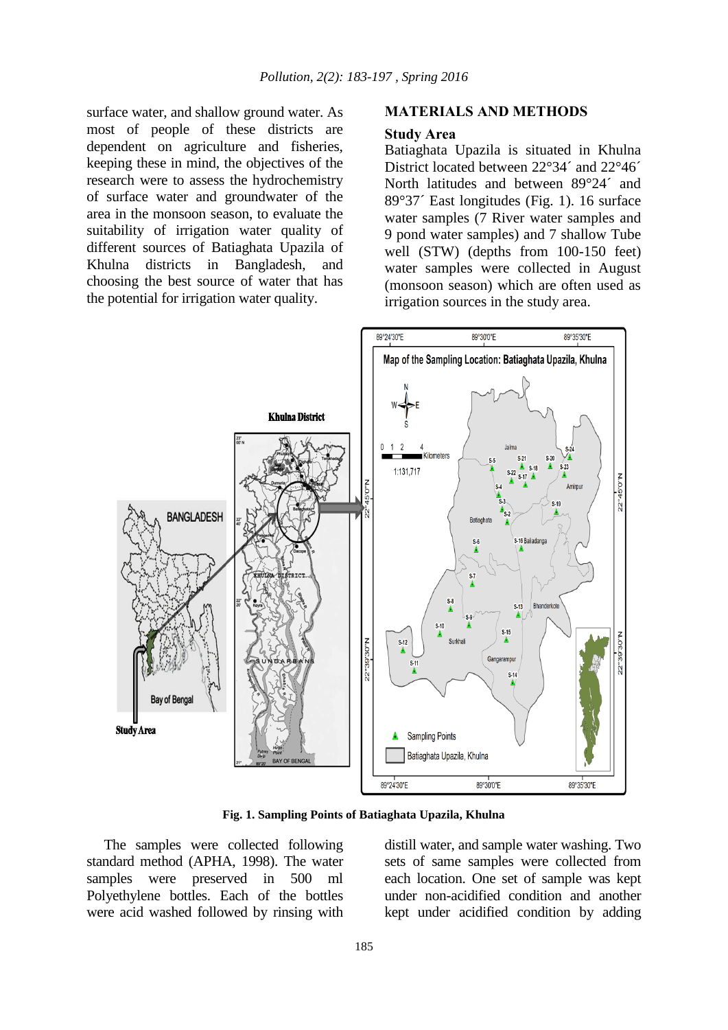surface water, and shallow ground water. As most of people of these districts are dependent on agriculture and fisheries, keeping these in mind, the objectives of the research were to assess the hydrochemistry of surface water and groundwater of the area in the monsoon season, to evaluate the suitability of irrigation water quality of different sources of Batiaghata Upazila of Khulna districts in Bangladesh, and choosing the best source of water that has the potential for irrigation water quality.

## MATERIALS AND METHODS

### Study Area

Batiaghata Upazila is situated in Khulna District located between 22°34´ and 22°46´ North latitudes and between 89°24´ and 89°37´ East longitudes (Fig. 1). 16 surface water samples (7 River water samples and 9 pond water samples) and 7 shallow Tube well (STW) (depths from 100-150 feet) water samples were collected in August (monsoon season) which are often used as irrigation sources in the study area.

**Fig. 1. Sampling Points of Batiaghata Upazila, Khulna**

The samples were collected following standard method (APHA, 1998). The water samples were preserved in 500 ml Polyethylene bottles. Each of the bottles were acid washed followed by rinsing with distill water, and sample water washing. Two sets of same samples were collected from each location. One set of sample was kept under non-acidified condition and another kept under acidified condition by adding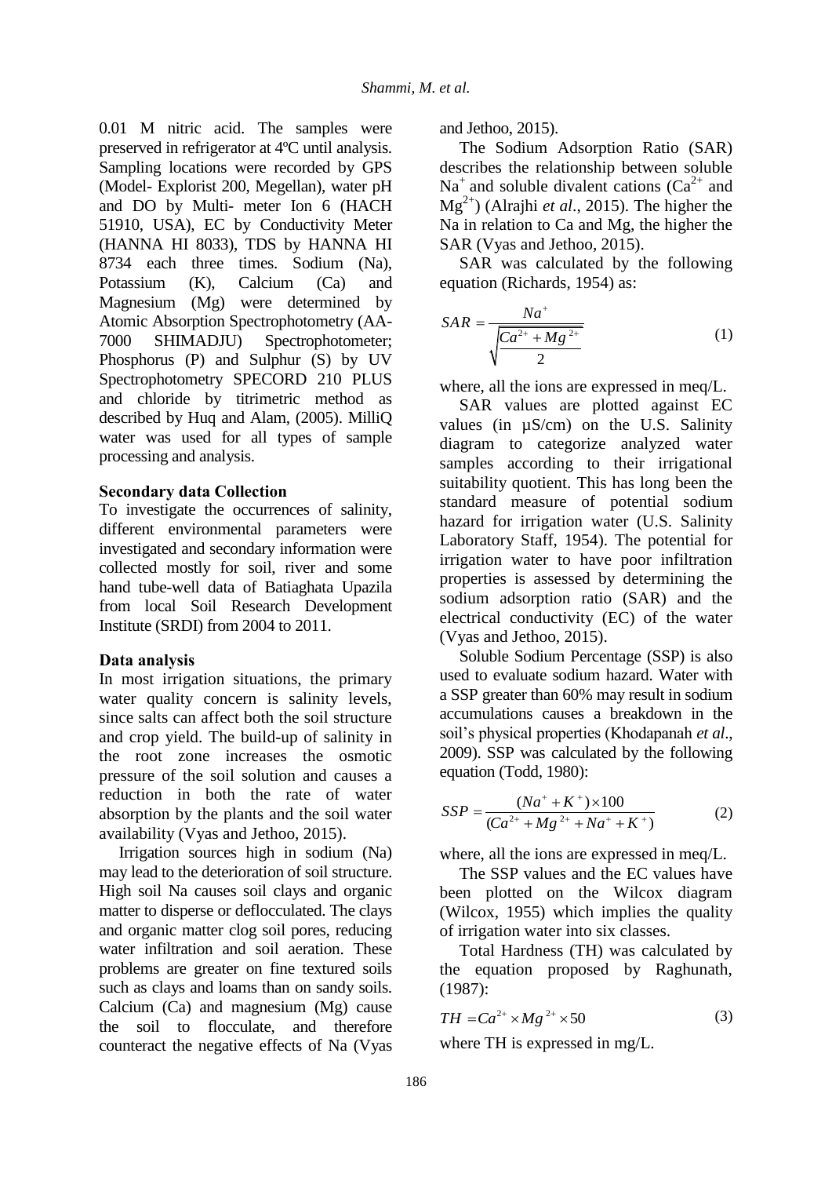0.01 M nitric acid. The samples were preserved in refrigerator at 4ºC until analysis. Sampling locations were recorded by GPS (Model- Explorist 200, Megellan), water pH and DO by Multi- meter Ion 6 (HACH 51910, USA), EC by Conductivity Meter (HANNA HI 8033), TDS by HANNA HI 8734 each three times. Sodium (Na), Potassium (K), Calcium (Ca) and Magnesium (Mg) were determined by Atomic Absorption Spectrophotometry (AA-7000 SHIMADJU) Spectrophotometer; Phosphorus (P) and Sulphur (S) by UV Spectrophotometry SPECORD 210 PLUS and chloride by titrimetric method as described by Huq and Alam, (2005). MilliQ water was used for all types of sample processing and analysis.

**Secondary data Collection**

To investigate the occurrences of salinity, different environmental parameters were investigated and secondary information were collected mostly for soil, river and some hand tube-well data of Batiaghata Upazila from local Soil Research Development Institute (SRDI) from 2004 to 2011.

**Data analysis**

In most irrigation situations, the primary water quality concern is salinity levels, since salts can affect both the soil structure and crop yield. The build-up of salinity in the root zone increases the osmotic pressure of the soil solution and causes a reduction in both the rate of water absorption by the plants and the soil water availability (Vyas and Jethoo, 2015).

Irrigation sources high in sodium (Na) may lead to the deterioration of soil structure. High soil Na causes soil clays and organic matter to disperse or deflocculated. The clays and organic matter clog soil pores, reducing water infiltration and soil aeration. These problems are greater on fine textured soils such as clays and loams than on sandy soils. Calcium (Ca) and magnesium (Mg) cause the soil to flocculate, and therefore counteract the negative effects of Na (Vyas and Jethoo, 2015).

The Sodium Adsorption Ratio (SAR) describes the relationship between soluble $Na^+$ and soluble divalent cations ($Ca^{2+}$ and $Mg^{2+}$) (Alrajhi *et al*., 2015). The higher the Na in relation to Ca and Mg, the higher the SAR (Vyas and Jethoo, 2015).

SAR was calculated by the following equation (Richards, 1954) as:

$$SAR = \frac{Na^+}{\sqrt{\frac{Ca^{2+} + Mg^{2+}}{2}}} \quad (1)$$

where, all the ions are expressed in meq/L.

SAR values are plotted against EC values (in µS/cm) on the U.S. Salinity diagram to categorize analyzed water samples according to their irrigational suitability quotient. This has long been the standard measure of potential sodium hazard for irrigation water (U.S. Salinity Laboratory Staff, 1954). The potential for irrigation water to have poor infiltration properties is assessed by determining the sodium adsorption ratio (SAR) and the electrical conductivity (EC) of the water (Vyas and Jethoo, 2015).

Soluble Sodium Percentage (SSP) is also used to evaluate sodium hazard. Water with a SSP greater than 60% may result in sodium accumulations causes a breakdown in the soil's physical properties (Khodapanah *et al*., 2009). SSP was calculated by the following equation (Todd, 1980):

$$SSP = \frac{(Na^+ + K^+) \times 100}{(Ca^{2+} + Mg^{2+} + Na^+ + K^+)} \quad (2)$$

where, all the ions are expressed in meq/L.

The SSP values and the EC values have been plotted on the Wilcox diagram (Wilcox, 1955) which implies the quality of irrigation water into six classes.

Total Hardness (TH) was calculated by the equation proposed by Raghunath, (1987):

$$TH = Ca^{2+} \times Mg^{2+} \times 50 \quad (3)$$

where TH is expressed in mg/L.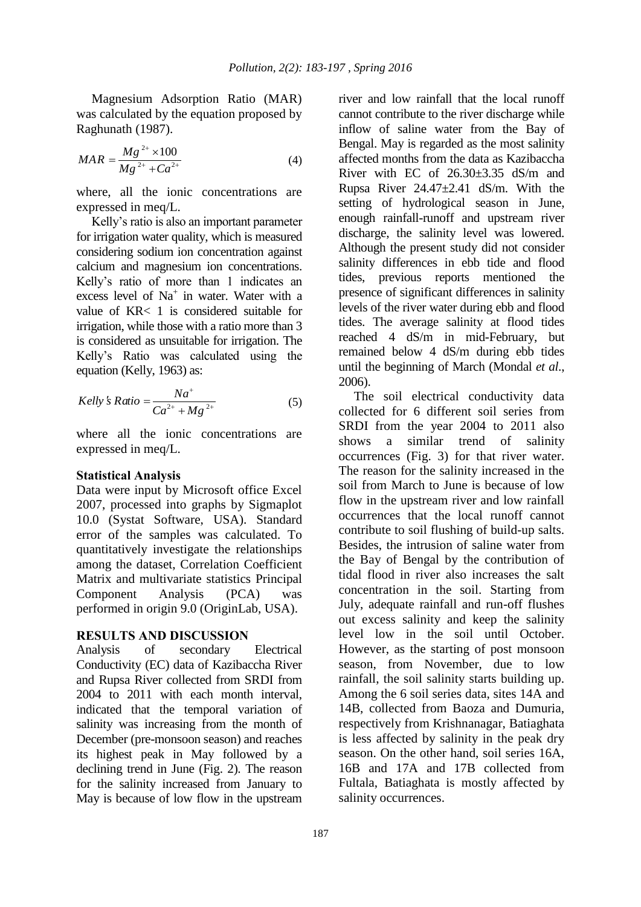Magnesium Adsorption Ratio (MAR) was calculated by the equation proposed by Raghunath (1987).

$$MAR = \frac{Mg^{2+} \times 100}{Mg^{2+} + Ca^{2+}} \tag{4}$$

where, all the ionic concentrations are expressed in meq/L.

Kelly's ratio is also an important parameter for irrigation water quality, which is measured considering sodium ion concentration against calcium and magnesium ion concentrations. Kelly's ratio of more than 1 indicates an excess level of $Na^+$ in water. Water with a value of KR< 1 is considered suitable for irrigation, while those with a ratio more than 3 is considered as unsuitable for irrigation. The Kelly's Ratio was calculated using the equation (Kelly, 1963) as:

$$Kelly's\ Ratio = \frac{Na^+}{Ca^{2+} + Mg^{2+}} \tag{5}$$

where all the ionic concentrations are expressed in meq/L.

**Statistical Analysis**

Data were input by Microsoft office Excel 2007, processed into graphs by Sigmaplot 10.0 (Systat Software, USA). Standard error of the samples was calculated. To quantitatively investigate the relationships among the dataset, Correlation Coefficient Matrix and multivariate statistics Principal Component Analysis (PCA) was performed in origin 9.0 (OriginLab, USA).

## RESULTS AND DISCUSSION

Analysis of secondary Electrical Conductivity (EC) data of Kazibaccha River and Rupsa River collected from SRDI from 2004 to 2011 with each month interval, indicated that the temporal variation of salinity was increasing from the month of December (pre-monsoon season) and reaches its highest peak in May followed by a declining trend in June (Fig. 2). The reason for the salinity increased from January to May is because of low flow in the upstream river and low rainfall that the local runoff cannot contribute to the river discharge while inflow of saline water from the Bay of Bengal. May is regarded as the most salinity affected months from the data as Kazibaccha River with EC of 26.30±3.35 dS/m and Rupsa River 24.47±2.41 dS/m. With the setting of hydrological season in June, enough rainfall-runoff and upstream river discharge, the salinity level was lowered. Although the present study did not consider salinity differences in ebb tide and flood tides, previous reports mentioned the presence of significant differences in salinity levels of the river water during ebb and flood tides. The average salinity at flood tides reached 4 dS/m in mid-February, but remained below 4 dS/m during ebb tides until the beginning of March (Mondal *et al.*, 2006).

The soil electrical conductivity data collected for 6 different soil series from SRDI from the year 2004 to 2011 also shows a similar trend of salinity occurrences (Fig. 3) for that river water. The reason for the salinity increased in the soil from March to June is because of low flow in the upstream river and low rainfall occurrences that the local runoff cannot contribute to soil flushing of build-up salts. Besides, the intrusion of saline water from the Bay of Bengal by the contribution of tidal flood in river also increases the salt concentration in the soil. Starting from July, adequate rainfall and run-off flushes out excess salinity and keep the salinity level low in the soil until October. However, as the starting of post monsoon season, from November, due to low rainfall, the soil salinity starts building up. Among the 6 soil series data, sites 14A and 14B, collected from Baoza and Dumuria, respectively from Krishnanagar, Batiaghata is less affected by salinity in the peak dry season. On the other hand, soil series 16A, 16B and 17A and 17B collected from Fultala, Batiaghata is mostly affected by salinity occurrences.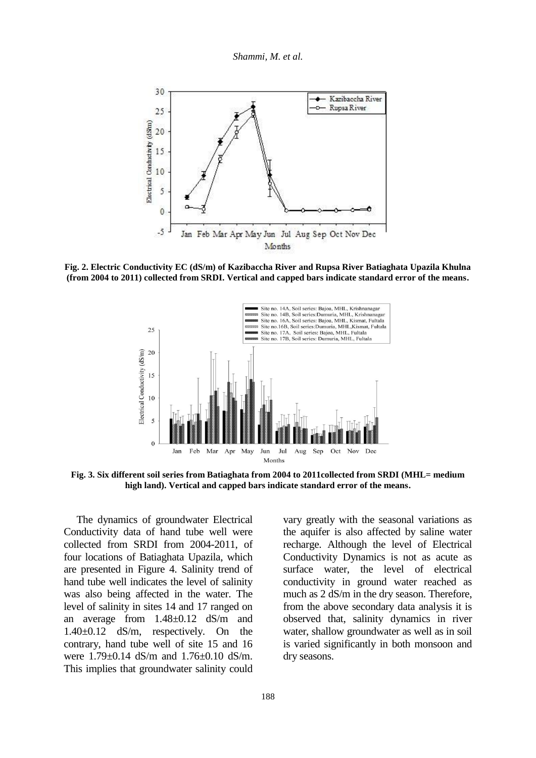**Fig. 2. Electric Conductivity EC (dS/m) of Kazibaccha River and Rupsa River Batiaghata Upazila Khulna (from 2004 to 2011) collected from SRDI. Vertical and capped bars indicate standard error of the means.**

**Fig. 3. Six different soil series from Batiaghata from 2004 to 2011collected from SRDI (MHL= medium high land). Vertical and capped bars indicate standard error of the means.**

The dynamics of groundwater Electrical Conductivity data of hand tube well were collected from SRDI from 2004-2011, of four locations of Batiaghata Upazila, which are presented in Figure 4. Salinity trend of hand tube well indicates the level of salinity was also being affected in the water. The level of salinity in sites 14 and 17 ranged on an average from 1.48±0.12 dS/m and 1.40±0.12 dS/m, respectively. On the contrary, hand tube well of site 15 and 16 were 1.79±0.14 dS/m and 1.76±0.10 dS/m. This implies that groundwater salinity could vary greatly with the seasonal variations as the aquifer is also affected by saline water recharge. Although the level of Electrical Conductivity Dynamics is not as acute as surface water, the level of electrical conductivity in ground water reached as much as 2 dS/m in the dry season. Therefore, from the above secondary data analysis it is observed that, salinity dynamics in river water, shallow groundwater as well as in soil is varied significantly in both monsoon and dry seasons.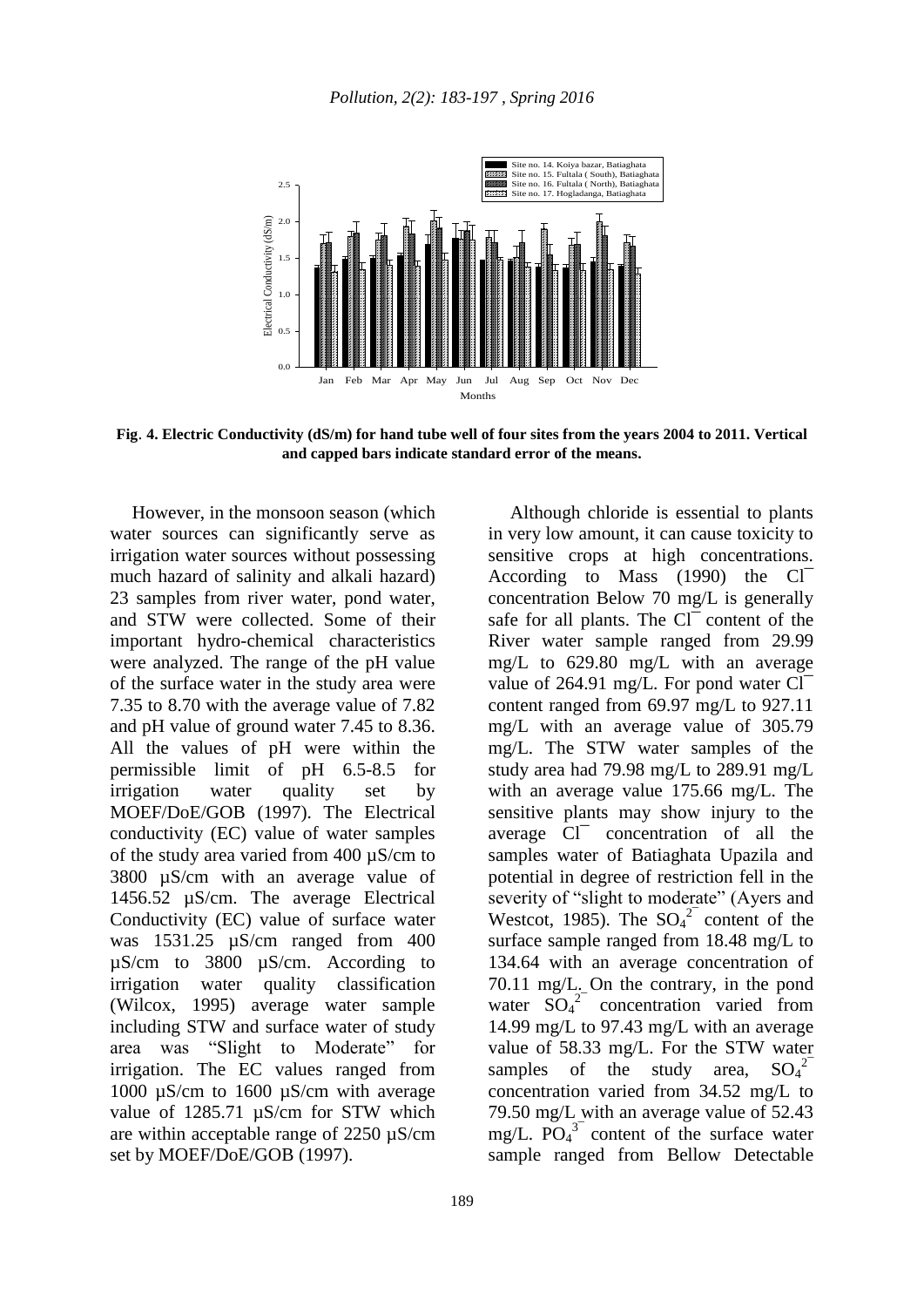**Fig. 4. Electric Conductivity (dS/m) for hand tube well of four sites from the years 2004 to 2011. Vertical and capped bars indicate standard error of the means.**

However, in the monsoon season (which water sources can significantly serve as irrigation water sources without possessing much hazard of salinity and alkali hazard) 23 samples from river water, pond water, and STW were collected. Some of their important hydro-chemical characteristics were analyzed. The range of the pH value of the surface water in the study area were 7.35 to 8.70 with the average value of 7.82 and pH value of ground water 7.45 to 8.36. All the values of pH were within the permissible limit of pH 6.5-8.5 for irrigation water quality set by MOEF/DoE/GOB (1997). The Electrical conductivity (EC) value of water samples of the study area varied from 400 µS/cm to 3800 µS/cm with an average value of 1456.52 µS/cm. The average Electrical Conductivity (EC) value of surface water was 1531.25 µS/cm ranged from 400 µS/cm to 3800 µS/cm. According to irrigation water quality classification (Wilcox, 1995) average water sample including STW and surface water of study area was "Slight to Moderate" for irrigation. The EC values ranged from 1000 µS/cm to 1600 µS/cm with average value of 1285.71 µS/cm for STW which are within acceptable range of 2250 µS/cm set by MOEF/DoE/GOB (1997).

Although chloride is essential to plants in very low amount, it can cause toxicity to sensitive crops at high concentrations. According to Mass (1990) the $Cl^{-}$ concentration Below 70 mg/L is generally safe for all plants. The $Cl^{-}$ content of the River water sample ranged from 29.99 mg/L to 629.80 mg/L with an average value of 264.91 mg/L. For pond water $Cl^{-}$ content ranged from 69.97 mg/L to 927.11 mg/L with an average value of 305.79 mg/L. The STW water samples of the study area had 79.98 mg/L to 289.91 mg/L with an average value 175.66 mg/L. The sensitive plants may show injury to the average $Cl^{-}$ concentration of all the samples water of Batiaghata Upazila and potential in degree of restriction fell in the severity of "slight to moderate" (Ayers and Westcot, 1985). The $SO_4^{2-}$ content of the surface sample ranged from 18.48 mg/L to 134.64 with an average concentration of 70.11 mg/L. On the contrary, in the pond water $SO_4^{2-}$ concentration varied from 14.99 mg/L to 97.43 mg/L with an average value of 58.33 mg/L. For the STW water samples of the study area, $SO_4^{2-}$ concentration varied from 34.52 mg/L to 79.50 mg/L with an average value of 52.43 mg/L. $PO_4^{3-}$ content of the surface water sample ranged from Bellow Detectable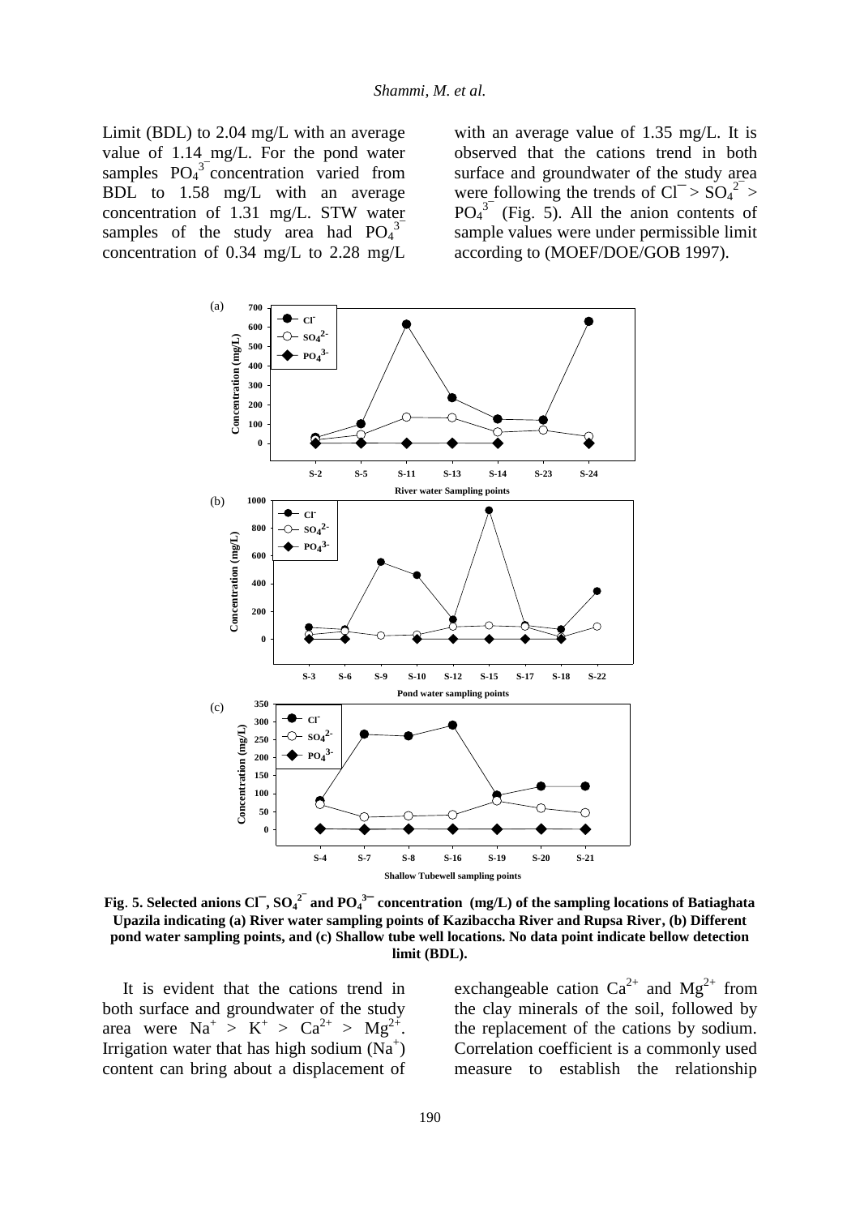Limit (BDL) to 2.04 mg/L with an average value of 1.14 mg/L. For the pond water samples $PO_4^{3-}$ concentration varied from BDL to 1.58 mg/L with an average concentration of 1.31 mg/L. STW water samples of the study area had $PO_4^{3-}$ concentration of 0.34 mg/L to 2.28 mg/L with an average value of 1.35 mg/L. It is observed that the cations trend in both surface and groundwater of the study area were following the trends of $Cl^- > SO_4^{2-} > PO_4^{3-}$ (Fig. 5). All the anion contents of sample values were under permissible limit according to (MOEF/DOE/GOB 1997).

**Fig. 5. Selected anions $Cl^-$, $SO_4^{2-}$ and $PO_4^{3-}$ concentration (mg/L) of the sampling locations of Batiaghata Upazila indicating (a) River water sampling points of Kazibaccha River and Rupsa River, (b) Different pond water sampling points, and (c) Shallow tube well locations. No data point indicate bellow detection limit (BDL).**

It is evident that the cations trend in both surface and groundwater of the study area were $Na^+ > K^+ > Ca^{2+} > Mg^{2+}$. Irrigation water that has high sodium ($Na^+$) content can bring about a displacement of exchangeable cation $Ca^{2+}$ and $Mg^{2+}$ from the clay minerals of the soil, followed by the replacement of the cations by sodium. Correlation coefficient is a commonly used measure to establish the relationship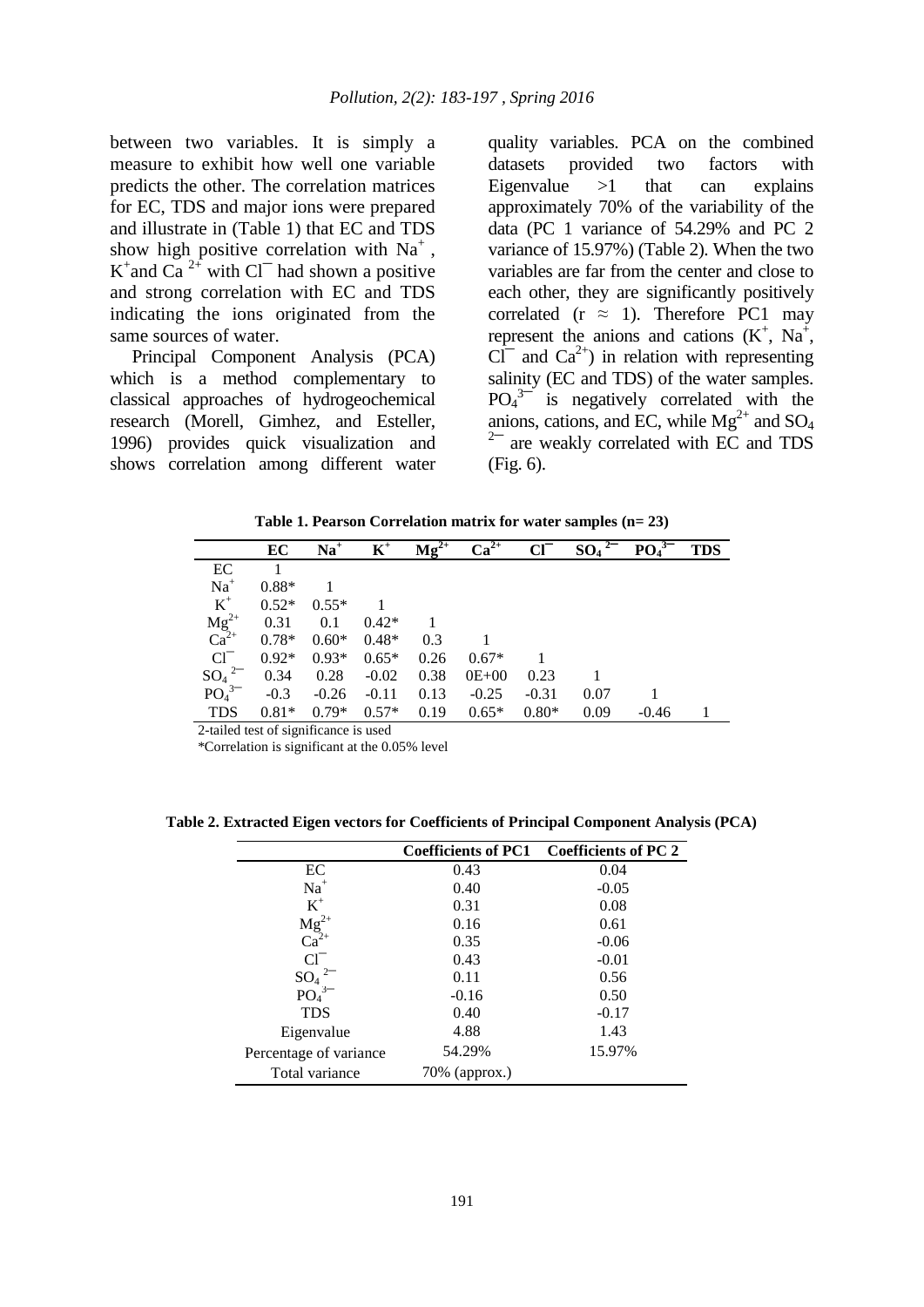between two variables. It is simply a measure to exhibit how well one variable predicts the other. The correlation matrices for EC, TDS and major ions were prepared and illustrate in (Table 1) that EC and TDS show high positive correlation with $Na^+$, $K^+$ and $Ca^{2+}$ with $Cl^-$ had shown a positive and strong correlation with EC and TDS indicating the ions originated from the same sources of water.

Principal Component Analysis (PCA) which is a method complementary to classical approaches of hydrogeochemical research (Morell, Gimhez, and Esteller, 1996) provides quick visualization and shows correlation among different water quality variables. PCA on the combined datasets provided two factors with Eigenvalue >1 that can explains approximately 70% of the variability of the data (PC 1 variance of 54.29% and PC 2 variance of 15.97%) (Table 2). When the two variables are far from the center and close to each other, they are significantly positively correlated ($r \approx 1$). Therefore PC1 may represent the anions and cations ($K^+$, $Na^+$, $Cl^-$ and $Ca^{2+}$) in relation with representing salinity (EC and TDS) of the water samples. $PO_4^{3-}$ is negatively correlated with the anions, cations, and EC, while $Mg^{2+}$ and $SO_4^{2-}$ are weakly correlated with EC and TDS (Fig. 6).

**Table 1. Pearson Correlation matrix for water samples (n= 23)**

| | EC | $Na^+$ | $K^+$ | $Mg^{2+}$ | $Ca^{2+}$ | $Cl^-$ | $SO_4^{2-}$ | $PO_4^{3-}$ | TDS |
|---|---|---|---|---|---|---|---|---|---|
| EC | 1 | | | | | | | | |
| $Na^+$ | 0.88* | 1 | | | | | | | |
| $K^+$ | 0.52* | 0.55* | 1 | | | | | | |
| $Mg^{2+}$ | 0.31 | 0.1 | 0.42* | 1 | | | | | |
| $Ca^{2+}$ | 0.78* | 0.60* | 0.48* | 0.3 | 1 | | | | |
| $Cl^-$ | 0.92* | 0.93* | 0.65* | 0.26 | 0.67* | 1 | | | |
| $SO_4^{2-}$ | 0.34 | 0.28 | -0.02 | 0.38 | 0E+00 | 0.23 | 1 | | |
| $PO_4^{3-}$ | -0.3 | -0.26 | -0.11 | 0.13 | -0.25 | -0.31 | 0.07 | 1 | |
| TDS | 0.81* | 0.79* | 0.57* | 0.19 | 0.65* | 0.80* | 0.09 | -0.46 | 1 |

2-tailed test of significance is used

*Correlation is significant at the 0.05% level

**Table 2. Extracted Eigen vectors for Coefficients of Principal Component Analysis (PCA)**

| | Coefficients of PC1 | Coefficients of PC 2 |
|---|---|---|
| EC | 0.43 | 0.04 |
| $Na^+$ | 0.40 | -0.05 |
| $K^+$ | 0.31 | 0.08 |
| $Mg^{2+}$ | 0.16 | 0.61 |
| $Ca^{2+}$ | 0.35 | -0.06 |
| $Cl^-$ | 0.43 | -0.01 |
| $SO_4^{2-}$ | 0.11 | 0.56 |
| $PO_4^{3-}$ | -0.16 | 0.50 |
| TDS | 0.40 | -0.17 |
| Eigenvalue | 4.88 | 1.43 |
| Percentage of variance | 54.29% | 15.97% |
| Total variance | 70% (approx.) | |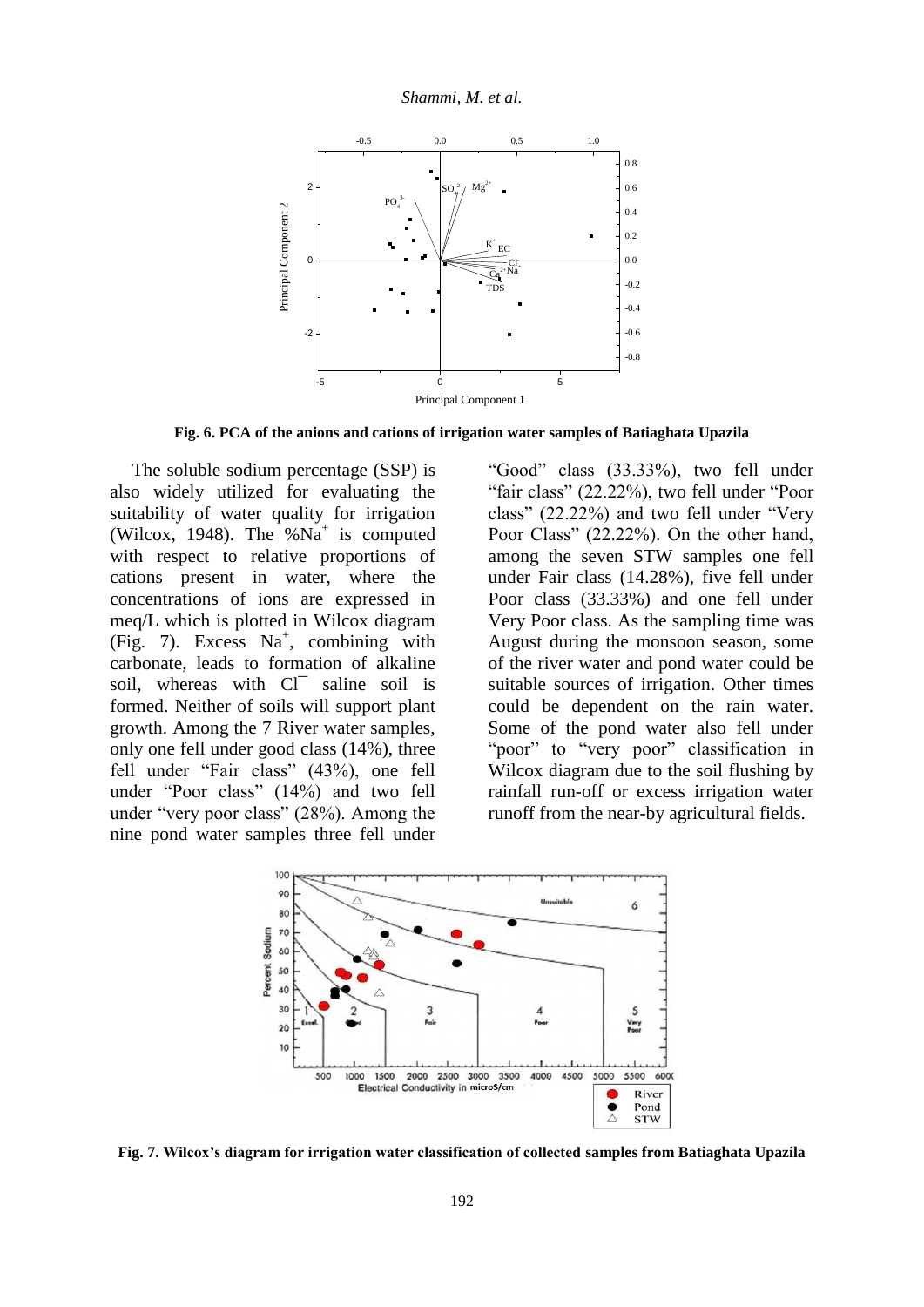**Fig. 6. PCA of the anions and cations of irrigation water samples of Batiaghata Upazila**

The soluble sodium percentage (SSP) is also widely utilized for evaluating the suitability of water quality for irrigation (Wilcox, 1948). The $\%Na^+$ is computed with respect to relative proportions of cations present in water, where the concentrations of ions are expressed in meq/L which is plotted in Wilcox diagram (Fig. 7). Excess $Na^+$, combining with carbonate, leads to formation of alkaline soil, whereas with $Cl^-$ saline soil is formed. Neither of soils will support plant growth. Among the 7 River water samples, only one fell under good class (14%), three fell under "Fair class" (43%), one fell under "Poor class" (14%) and two fell under "very poor class" (28%). Among the nine pond water samples three fell under "Good" class (33.33%), two fell under "fair class" (22.22%), two fell under "Poor class" (22.22%) and two fell under "Very Poor Class" (22.22%). On the other hand, among the seven STW samples one fell under Fair class (14.28%), five fell under Poor class (33.33%) and one fell under Very Poor class. As the sampling time was August during the monsoon season, some of the river water and pond water could be suitable sources of irrigation. Other times could be dependent on the rain water. Some of the pond water also fell under "poor" to "very poor" classification in Wilcox diagram due to the soil flushing by rainfall run-off or excess irrigation water runoff from the near-by agricultural fields.

**Fig. 7. Wilcox's diagram for irrigation water classification of collected samples from Batiaghata Upazila**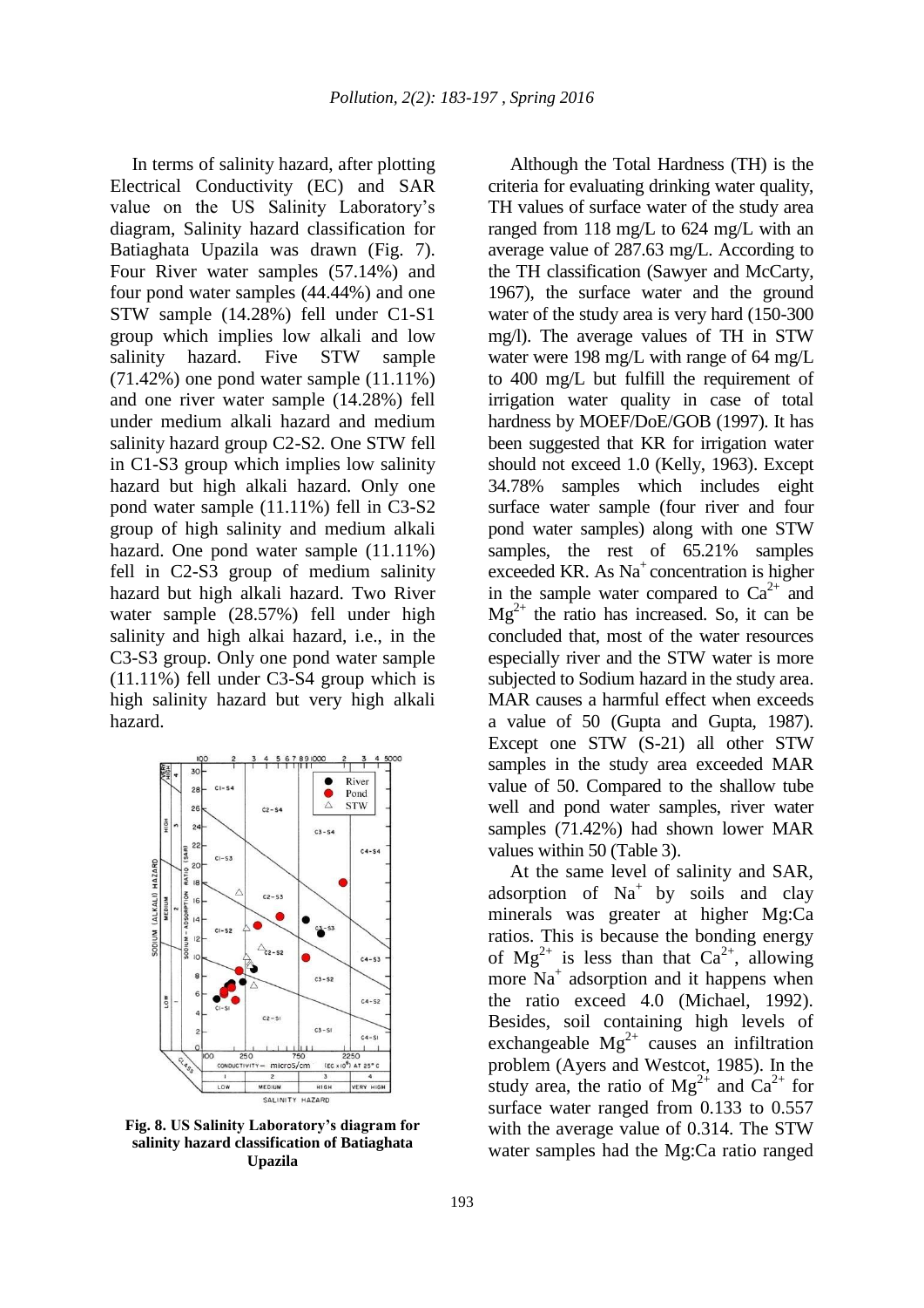In terms of salinity hazard, after plotting Electrical Conductivity (EC) and SAR value on the US Salinity Laboratory's diagram, Salinity hazard classification for Batiaghata Upazila was drawn (Fig. 7). Four River water samples (57.14%) and four pond water samples (44.44%) and one STW sample (14.28%) fell under C1-S1 group which implies low alkali and low salinity hazard. Five STW sample (71.42%) one pond water sample (11.11%) and one river water sample (14.28%) fell under medium alkali hazard and medium salinity hazard group C2-S2. One STW fell in C1-S3 group which implies low salinity hazard but high alkali hazard. Only one pond water sample (11.11%) fell in C3-S2 group of high salinity and medium alkali hazard. One pond water sample (11.11%) fell in C2-S3 group of medium salinity hazard but high alkali hazard. Two River water sample (28.57%) fell under high salinity and high alkai hazard, i.e., in the C3-S3 group. Only one pond water sample (11.11%) fell under C3-S4 group which is high salinity hazard but very high alkali hazard.

**Fig. 8. US Salinity Laboratory's diagram for salinity hazard classification of Batiaghata Upazila**

Although the Total Hardness (TH) is the criteria for evaluating drinking water quality, TH values of surface water of the study area ranged from 118 mg/L to 624 mg/L with an average value of 287.63 mg/L. According to the TH classification (Sawyer and McCarty, 1967), the surface water and the ground water of the study area is very hard (150-300 mg/l). The average values of TH in STW water were 198 mg/L with range of 64 mg/L to 400 mg/L but fulfill the requirement of irrigation water quality in case of total hardness by MOEF/DoE/GOB (1997). It has been suggested that KR for irrigation water should not exceed 1.0 (Kelly, 1963). Except 34.78% samples which includes eight surface water sample (four river and four pond water samples) along with one STW samples, the rest of 65.21% samples exceeded KR. As $Na^+$ concentration is higher in the sample water compared to $Ca^{2+}$ and $Mg^{2+}$ the ratio has increased. So, it can be concluded that, most of the water resources especially river and the STW water is more subjected to Sodium hazard in the study area. MAR causes a harmful effect when exceeds a value of 50 (Gupta and Gupta, 1987). Except one STW (S-21) all other STW samples in the study area exceeded MAR value of 50. Compared to the shallow tube well and pond water samples, river water samples (71.42%) had shown lower MAR values within 50 (Table 3).

At the same level of salinity and SAR, adsorption of $Na^+$ by soils and clay minerals was greater at higher Mg:Ca ratios. This is because the bonding energy of $Mg^{2+}$ is less than that $Ca^{2+}$, allowing more $Na^+$ adsorption and it happens when the ratio exceed 4.0 (Michael, 1992). Besides, soil containing high levels of exchangeable $Mg^{2+}$ causes an infiltration problem (Ayers and Westcot, 1985). In the study area, the ratio of $Mg^{2+}$ and $Ca^{2+}$ for surface water ranged from 0.133 to 0.557 with the average value of 0.314. The STW water samples had the Mg:Ca ratio ranged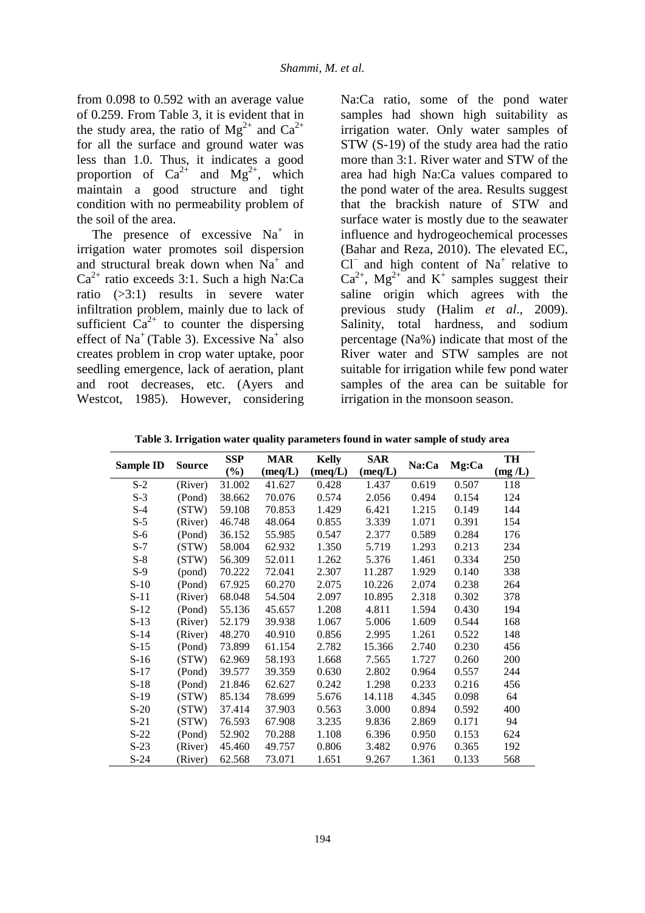from 0.098 to 0.592 with an average value of 0.259. From Table 3, it is evident that in the study area, the ratio of $Mg^{2+}$ and $Ca^{2+}$ for all the surface and ground water was less than 1.0. Thus, it indicates a good proportion of $Ca^{2+}$ and $Mg^{2+}$, which maintain a good structure and tight condition with no permeability problem of the soil of the area.

The presence of excessive $Na^{+}$ in irrigation water promotes soil dispersion and structural break down when $Na^{+}$ and $Ca^{2+}$ ratio exceeds 3:1. Such a high Na:Ca ratio (>3:1) results in severe water infiltration problem, mainly due to lack of sufficient $Ca^{2+}$ to counter the dispersing effect of $Na^{+}$ (Table 3). Excessive $Na^{+}$ also creates problem in crop water uptake, poor seedling emergence, lack of aeration, plant and root decreases, etc. (Ayers and Westcot, 1985). However, considering Na:Ca ratio, some of the pond water samples had shown high suitability as irrigation water. Only water samples of STW (S-19) of the study area had the ratio more than 3:1. River water and STW of the area had high Na:Ca values compared to the pond water of the area. Results suggest that the brackish nature of STW and surface water is mostly due to the seawater influence and hydrogeochemical processes (Bahar and Reza, 2010). The elevated EC, $Cl^{-}$ and high content of $Na^{+}$ relative to $Ca^{2+}$, $Mg^{2+}$ and $K^{+}$ samples suggest their saline origin which agrees with the previous study (Halim *et al*., 2009). Salinity, total hardness, and sodium percentage (Na%) indicate that most of the River water and STW samples are not suitable for irrigation while few pond water samples of the area can be suitable for irrigation in the monsoon season.

**Table 3. Irrigation water quality parameters found in water sample of study area**

| Sample ID | Source | SSP (%) | MAR (meq/L) | Kelly (meq/L) | SAR (meq/L) | Na:Ca | Mg:Ca | TH (mg /L) |
|---|---|---|---|---|---|---|---|---|
| S-2 | (River) | 31.002 | 41.627 | 0.428 | 1.437 | 0.619 | 0.507 | 118 |
| S-3 | (Pond) | 38.662 | 70.076 | 0.574 | 2.056 | 0.494 | 0.154 | 124 |
| S-4 | (STW) | 59.108 | 70.853 | 1.429 | 6.421 | 1.215 | 0.149 | 144 |
| S-5 | (River) | 46.748 | 48.064 | 0.855 | 3.339 | 1.071 | 0.391 | 154 |
| S-6 | (Pond) | 36.152 | 55.985 | 0.547 | 2.377 | 0.589 | 0.284 | 176 |
| S-7 | (STW) | 58.004 | 62.932 | 1.350 | 5.719 | 1.293 | 0.213 | 234 |
| S-8 | (STW) | 56.309 | 52.011 | 1.262 | 5.376 | 1.461 | 0.334 | 250 |
| S-9 | (pond) | 70.222 | 72.041 | 2.307 | 11.287 | 1.929 | 0.140 | 338 |
| S-10 | (Pond) | 67.925 | 60.270 | 2.075 | 10.226 | 2.074 | 0.238 | 264 |
| S-11 | (River) | 68.048 | 54.504 | 2.097 | 10.895 | 2.318 | 0.302 | 378 |
| S-12 | (Pond) | 55.136 | 45.657 | 1.208 | 4.811 | 1.594 | 0.430 | 194 |
| S-13 | (River) | 52.179 | 39.938 | 1.067 | 5.006 | 1.609 | 0.544 | 168 |
| S-14 | (River) | 48.270 | 40.910 | 0.856 | 2.995 | 1.261 | 0.522 | 148 |
| S-15 | (Pond) | 73.899 | 61.154 | 2.782 | 15.366 | 2.740 | 0.230 | 456 |
| S-16 | (STW) | 62.969 | 58.193 | 1.668 | 7.565 | 1.727 | 0.260 | 200 |
| S-17 | (Pond) | 39.577 | 39.359 | 0.630 | 2.802 | 0.964 | 0.557 | 244 |
| S-18 | (Pond) | 21.846 | 62.627 | 0.242 | 1.298 | 0.233 | 0.216 | 456 |
| S-19 | (STW) | 85.134 | 78.699 | 5.676 | 14.118 | 4.345 | 0.098 | 64 |
| S-20 | (STW) | 37.414 | 37.903 | 0.563 | 3.000 | 0.894 | 0.592 | 400 |
| S-21 | (STW) | 76.593 | 67.908 | 3.235 | 9.836 | 2.869 | 0.171 | 94 |
| S-22 | (Pond) | 52.902 | 70.288 | 1.108 | 6.396 | 0.950 | 0.153 | 624 |
| S-23 | (River) | 45.460 | 49.757 | 0.806 | 3.482 | 0.976 | 0.365 | 192 |
| S-24 | (River) | 62.568 | 73.071 | 1.651 | 9.267 | 1.361 | 0.133 | 568 |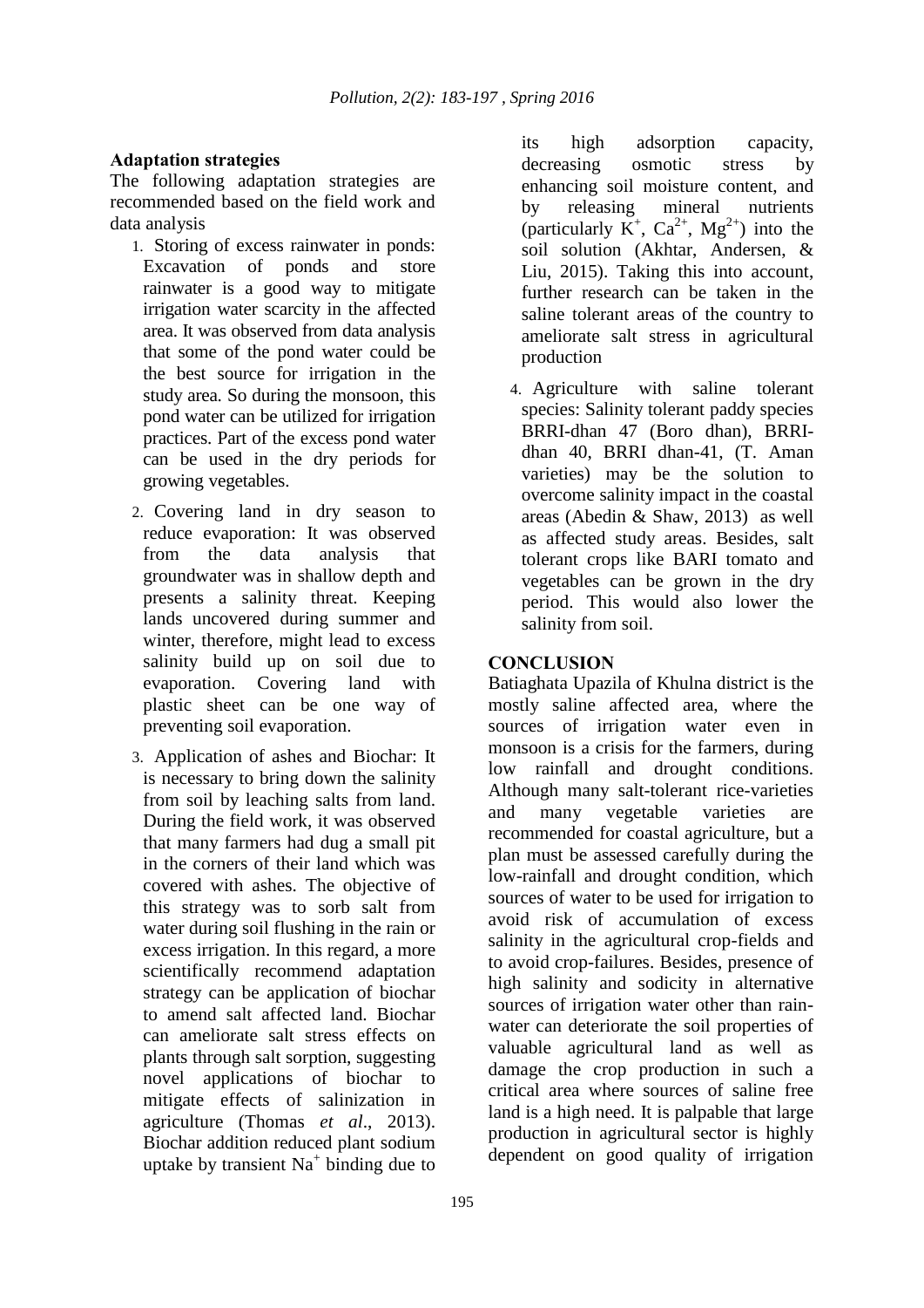### Adaptation strategies

The following adaptation strategies are recommended based on the field work and data analysis

1. Storing of excess rainwater in ponds: Excavation of ponds and store rainwater is a good way to mitigate irrigation water scarcity in the affected area. It was observed from data analysis that some of the pond water could be the best source for irrigation in the study area. So during the monsoon, this pond water can be utilized for irrigation practices. Part of the excess pond water can be used in the dry periods for growing vegetables.

2. Covering land in dry season to reduce evaporation: It was observed from the data analysis that groundwater was in shallow depth and presents a salinity threat. Keeping lands uncovered during summer and winter, therefore, might lead to excess salinity build up on soil due to evaporation. Covering land with plastic sheet can be one way of preventing soil evaporation.

3. Application of ashes and Biochar: It is necessary to bring down the salinity from soil by leaching salts from land. During the field work, it was observed that many farmers had dug a small pit in the corners of their land which was covered with ashes. The objective of this strategy was to sorb salt from water during soil flushing in the rain or excess irrigation. In this regard, a more scientifically recommend adaptation strategy can be application of biochar to amend salt affected land. Biochar can ameliorate salt stress effects on plants through salt sorption, suggesting novel applications of biochar to mitigate effects of salinization in agriculture (Thomas *et al*., 2013). Biochar addition reduced plant sodium uptake by transient $Na^+$ binding due to its high adsorption capacity, decreasing osmotic stress by enhancing soil moisture content, and by releasing mineral nutrients (particularly $K^+$, $Ca^{2+}$, $Mg^{2+}$) into the soil solution (Akhtar, Andersen, & Liu, 2015). Taking this into account, further research can be taken in the saline tolerant areas of the country to ameliorate salt stress in agricultural production

4. Agriculture with saline tolerant species: Salinity tolerant paddy species BRRI-dhan 47 (Boro dhan), BRRI-dhan 40, BRRI dhan-41, (T. Aman varieties) may be the solution to overcome salinity impact in the coastal areas (Abedin & Shaw, 2013) as well as affected study areas. Besides, salt tolerant crops like BARI tomato and vegetables can be grown in the dry period. This would also lower the salinity from soil.

## CONCLUSION

Batiaghata Upazila of Khulna district is the mostly saline affected area, where the sources of irrigation water even in monsoon is a crisis for the farmers, during low rainfall and drought conditions. Although many salt-tolerant rice-varieties and many vegetable varieties are recommended for coastal agriculture, but a plan must be assessed carefully during the low-rainfall and drought condition, which sources of water to be used for irrigation to avoid risk of accumulation of excess salinity in the agricultural crop-fields and to avoid crop-failures. Besides, presence of high salinity and sodicity in alternative sources of irrigation water other than rain-water can deteriorate the soil properties of valuable agricultural land as well as damage the crop production in such a critical area where sources of saline free land is a high need. It is palpable that large production in agricultural sector is highly dependent on good quality of irrigation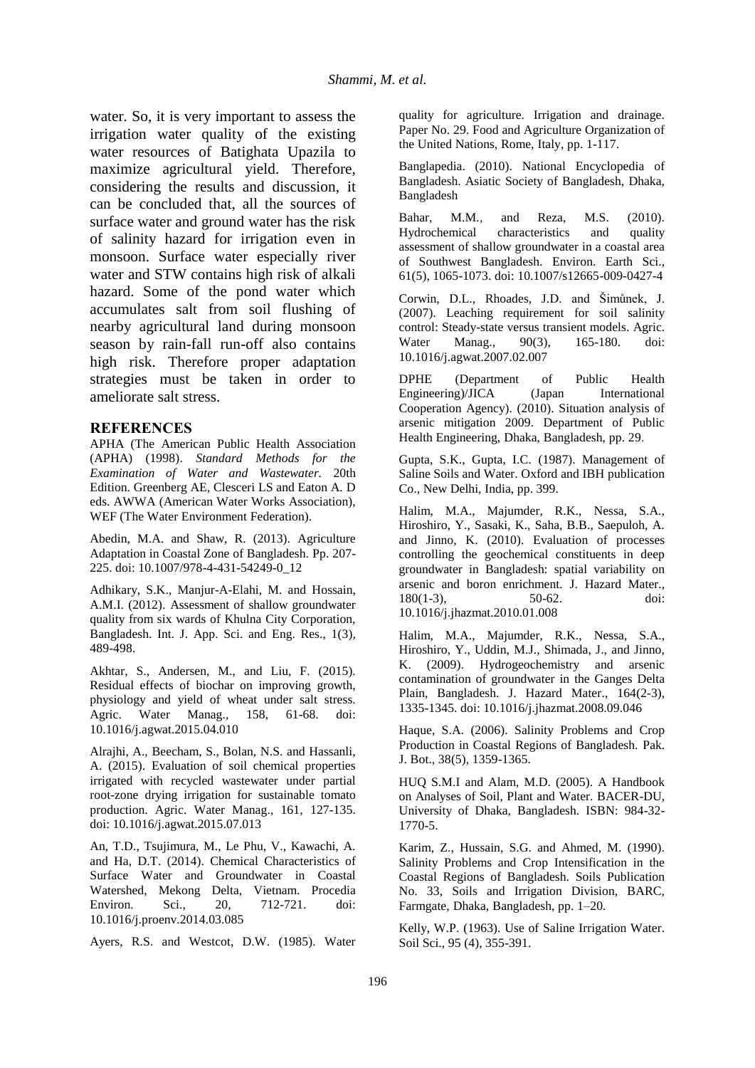water. So, it is very important to assess the irrigation water quality of the existing water resources of Batighata Upazila to maximize agricultural yield. Therefore, considering the results and discussion, it can be concluded that, all the sources of surface water and ground water has the risk of salinity hazard for irrigation even in monsoon. Surface water especially river water and STW contains high risk of alkali hazard. Some of the pond water which accumulates salt from soil flushing of nearby agricultural land during monsoon season by rain-fall run-off also contains high risk. Therefore proper adaptation strategies must be taken in order to ameliorate salt stress.

## REFERENCES

APHA (The American Public Health Association (APHA) (1998). *Standard Methods for the Examination of Water and Wastewater.* 20th Edition. Greenberg AE, Clesceri LS and Eaton A. D eds. AWWA (American Water Works Association), WEF (The Water Environment Federation).

Abedin, M.A. and Shaw, R. (2013). Agriculture Adaptation in Coastal Zone of Bangladesh. Pp. 207-225. doi: 10.1007/978-4-431-54249-0_12

Adhikary, S.K., Manjur-A-Elahi, M. and Hossain, A.M.I. (2012). Assessment of shallow groundwater quality from six wards of Khulna City Corporation, Bangladesh. Int. J. App. Sci. and Eng. Res., 1(3), 489-498.

Akhtar, S., Andersen, M., and Liu, F. (2015). Residual effects of biochar on improving growth, physiology and yield of wheat under salt stress. Agric. Water Manag., 158, 61-68. doi: 10.1016/j.agwat.2015.04.010

Alrajhi, A., Beecham, S., Bolan, N.S. and Hassanli, A. (2015). Evaluation of soil chemical properties irrigated with recycled wastewater under partial root-zone drying irrigation for sustainable tomato production. Agric. Water Manag., 161, 127-135. doi: 10.1016/j.agwat.2015.07.013

An, T.D., Tsujimura, M., Le Phu, V., Kawachi, A. and Ha, D.T. (2014). Chemical Characteristics of Surface Water and Groundwater in Coastal Watershed, Mekong Delta, Vietnam. Procedia Environ. Sci., 20, 712-721. doi: 10.1016/j.proenv.2014.03.085

Ayers, R.S. and Westcot, D.W. (1985). Water quality for agriculture. Irrigation and drainage. Paper No. 29. Food and Agriculture Organization of the United Nations, Rome, Italy, pp. 1-117.

Banglapedia. (2010). National Encyclopedia of Bangladesh. Asiatic Society of Bangladesh, Dhaka, Bangladesh

Bahar, M.M., and Reza, M.S. (2010). Hydrochemical characteristics and quality assessment of shallow groundwater in a coastal area of Southwest Bangladesh. Environ. Earth Sci., 61(5), 1065-1073. doi: 10.1007/s12665-009-0427-4

Corwin, D.L., Rhoades, J.D. and Šimůnek, J. (2007). Leaching requirement for soil salinity control: Steady-state versus transient models. Agric. Water Manag., 90(3), 165-180. doi: 10.1016/j.agwat.2007.02.007

DPHE (Department of Public Health Engineering)/JICA (Japan International Cooperation Agency). (2010). Situation analysis of arsenic mitigation 2009. Department of Public Health Engineering, Dhaka, Bangladesh, pp. 29.

Gupta, S.K., Gupta, I.C. (1987). Management of Saline Soils and Water. Oxford and IBH publication Co., New Delhi, India, pp. 399.

Halim, M.A., Majumder, R.K., Nessa, S.A., Hiroshiro, Y., Sasaki, K., Saha, B.B., Saepuloh, A. and Jinno, K. (2010). Evaluation of processes controlling the geochemical constituents in deep groundwater in Bangladesh: spatial variability on arsenic and boron enrichment. J. Hazard Mater., 180(1-3), 50-62. doi: 10.1016/j.jhazmat.2010.01.008

Halim, M.A., Majumder, R.K., Nessa, S.A., Hiroshiro, Y., Uddin, M.J., Shimada, J., and Jinno, K. (2009). Hydrogeochemistry and arsenic contamination of groundwater in the Ganges Delta Plain, Bangladesh. J. Hazard Mater., 164(2-3), 1335-1345. doi: 10.1016/j.jhazmat.2008.09.046

Haque, S.A. (2006). Salinity Problems and Crop Production in Coastal Regions of Bangladesh. Pak. J. Bot., 38(5), 1359-1365.

HUQ S.M.I and Alam, M.D. (2005). A Handbook on Analyses of Soil, Plant and Water. BACER-DU, University of Dhaka, Bangladesh. ISBN: 984-32-1770-5.

Karim, Z., Hussain, S.G. and Ahmed, M. (1990). Salinity Problems and Crop Intensification in the Coastal Regions of Bangladesh. Soils Publication No. 33, Soils and Irrigation Division, BARC, Farmgate, Dhaka, Bangladesh, pp. 1–20.

Kelly, W.P. (1963). Use of Saline Irrigation Water. Soil Sci., 95 (4), 355-391.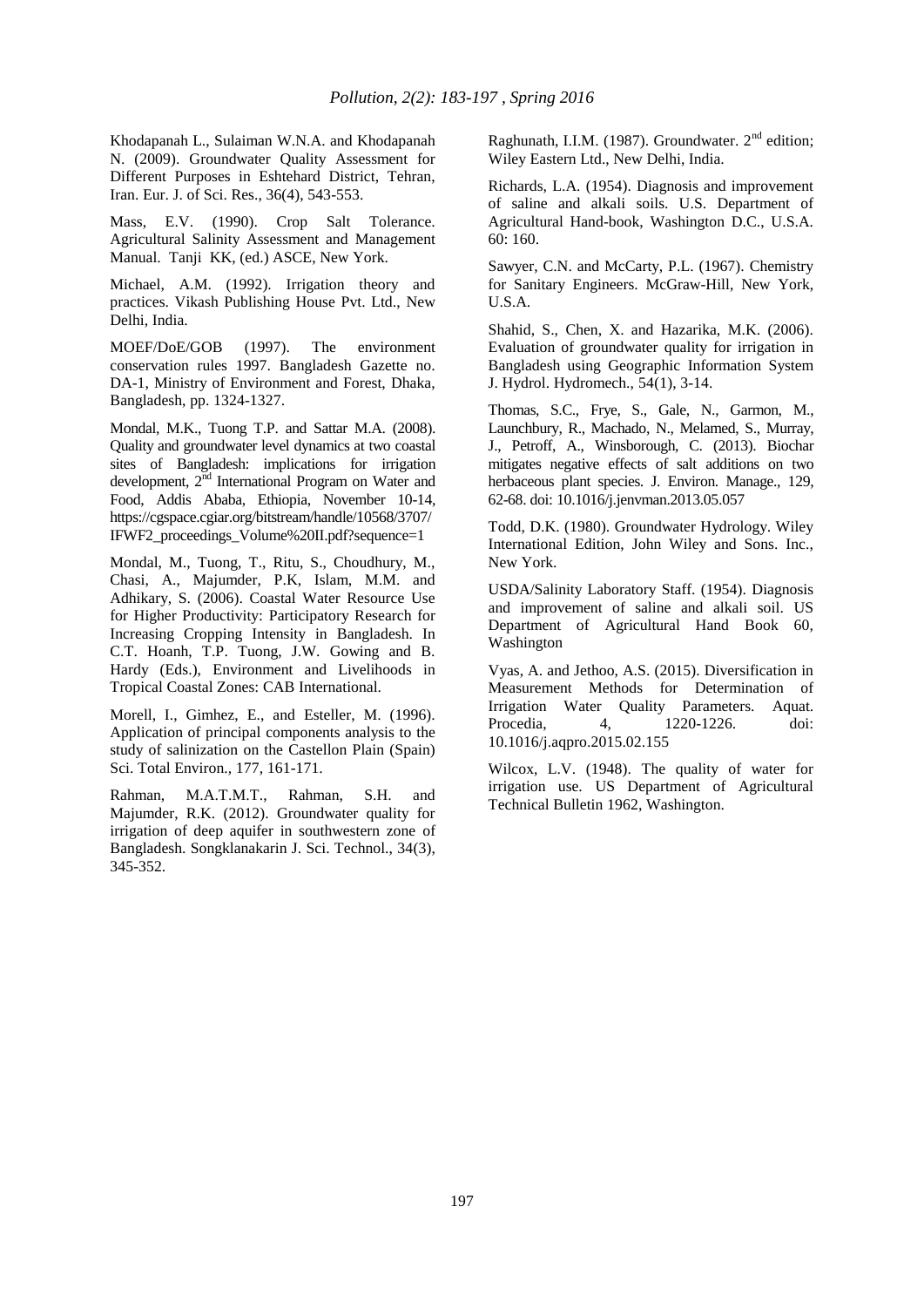Khodapanah L., Sulaiman W.N.A. and Khodapanah N. (2009). Groundwater Quality Assessment for Different Purposes in Eshtehard District, Tehran, Iran. Eur. J. of Sci. Res., 36(4), 543-553.

Mass, E.V. (1990). Crop Salt Tolerance. Agricultural Salinity Assessment and Management Manual. Tanji KK, (ed.) ASCE, New York.

Michael, A.M. (1992). Irrigation theory and practices. Vikash Publishing House Pvt. Ltd., New Delhi, India.

MOEF/DoE/GOB (1997). The environment conservation rules 1997. Bangladesh Gazette no. DA-1, Ministry of Environment and Forest, Dhaka, Bangladesh, pp. 1324-1327.

Mondal, M.K., Tuong T.P. and Sattar M.A. (2008). Quality and groundwater level dynamics at two coastal sites of Bangladesh: implications for irrigation development, 2nd International Program on Water and Food, Addis Ababa, Ethiopia, November 10-14, https://cgspace.cgiar.org/bitstream/handle/10568/3707/IFWF2_proceedings_Volume%20II.pdf?sequence=1

Mondal, M., Tuong, T., Ritu, S., Choudhury, M., Chasi, A., Majumder, P.K, Islam, M.M. and Adhikary, S. (2006). Coastal Water Resource Use for Higher Productivity: Participatory Research for Increasing Cropping Intensity in Bangladesh. In C.T. Hoanh, T.P. Tuong, J.W. Gowing and B. Hardy (Eds.), Environment and Livelihoods in Tropical Coastal Zones: CAB International.

Morell, I., Gimhez, E., and Esteller, M. (1996). Application of principal components analysis to the study of salinization on the Castellon Plain (Spain) Sci. Total Environ., 177, 161-171.

Rahman, M.A.T.M.T., Rahman, S.H. and Majumder, R.K. (2012). Groundwater quality for irrigation of deep aquifer in southwestern zone of Bangladesh. Songklanakarin J. Sci. Technol., 34(3), 345-352.

Raghunath, I.I.M. (1987). Groundwater. 2nd edition; Wiley Eastern Ltd., New Delhi, India.

Richards, L.A. (1954). Diagnosis and improvement of saline and alkali soils. U.S. Department of Agricultural Hand-book, Washington D.C., U.S.A. 60: 160.

Sawyer, C.N. and McCarty, P.L. (1967). Chemistry for Sanitary Engineers. McGraw-Hill, New York, U.S.A.

Shahid, S., Chen, X. and Hazarika, M.K. (2006). Evaluation of groundwater quality for irrigation in Bangladesh using Geographic Information System J. Hydrol. Hydromech., 54(1), 3-14.

Thomas, S.C., Frye, S., Gale, N., Garmon, M., Launchbury, R., Machado, N., Melamed, S., Murray, J., Petroff, A., Winsborough, C. (2013). Biochar mitigates negative effects of salt additions on two herbaceous plant species. J. Environ. Manage., 129, 62-68. doi: 10.1016/j.jenvman.2013.05.057

Todd, D.K. (1980). Groundwater Hydrology. Wiley International Edition, John Wiley and Sons. Inc., New York.

USDA/Salinity Laboratory Staff. (1954). Diagnosis and improvement of saline and alkali soil. US Department of Agricultural Hand Book 60, Washington

Vyas, A. and Jethoo, A.S. (2015). Diversification in Measurement Methods for Determination of Irrigation Water Quality Parameters. Aquat. Procedia, 4, 1220-1226. doi: 10.1016/j.aqpro.2015.02.155

Wilcox, L.V. (1948). The quality of water for irrigation use. US Department of Agricultural Technical Bulletin 1962, Washington.